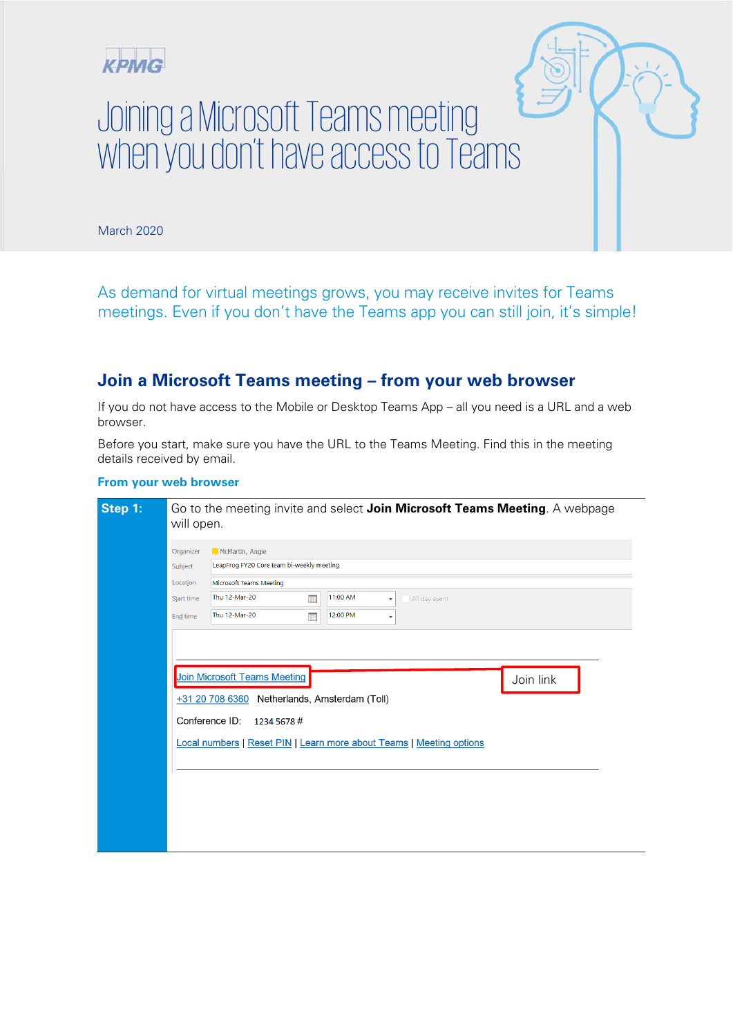KPMG

# Joining a Microsoft Teams meeting when you don't have access to Teams

March 2020

As demand for virtual meetings grows, you may receive invites for Teams meetings. Even if you don't have the Teams app you can still join, it's simple!

## Join a Microsoft Teams meeting – from your web browser

If you do not have access to the Mobile or Desktop Teams App – all you need is a URL and a web browser.

Before you start, make sure you have the URL to the Teams Meeting. Find this in the meeting details received by email.

### From your web browser

**Step 1:** Go to the meeting invite and select **Join Microsoft Teams Meeting**. A webpage will open.

| | |
|---|---|
| Organizer | McMartin, Angie |
| Subject | LeapFrog FY20 Core team bi-weekly meeting |
| Location | Microsoft Teams Meeting |
| Start time | Thu 12-Mar-20 11:00 AM All day event |
| End time | Thu 12-Mar-20 12:00 PM |

Join Microsoft Teams Meeting — Join link

+31 20 708 6360 Netherlands, Amsterdam (Toll)

Conference ID: 1234 5678 #

Local numbers | Reset PIN | Learn more about Teams | Meeting options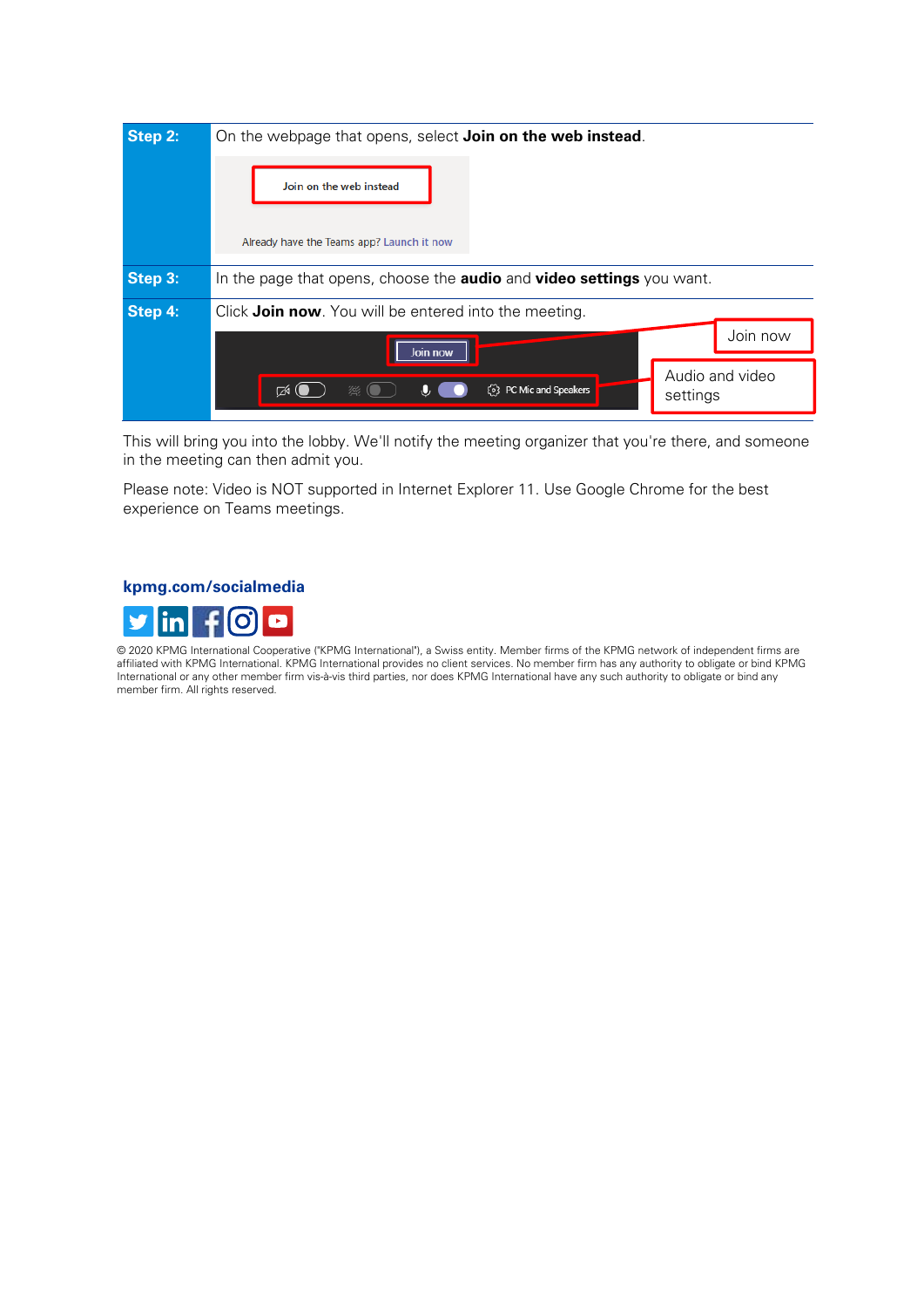| | |
|---|---|
| **Step 2:** | On the webpage that opens, select **Join on the web instead**. |
| **Step 3:** | In the page that opens, choose the **audio** and **video settings** you want. |
| **Step 4:** | Click **Join now**. You will be entered into the meeting. |

This will bring you into the lobby. We'll notify the meeting organizer that you're there, and someone in the meeting can then admit you.

Please note: Video is NOT supported in Internet Explorer 11. Use Google Chrome for the best experience on Teams meetings.

**kpmg.com/socialmedia**

© 2020 KPMG International Cooperative ("KPMG International"), a Swiss entity. Member firms of the KPMG network of independent firms are affiliated with KPMG International. KPMG International provides no client services. No member firm has any authority to obligate or bind KPMG International or any other member firm vis-à-vis third parties, nor does KPMG International have any such authority to obligate or bind any member firm. All rights reserved.